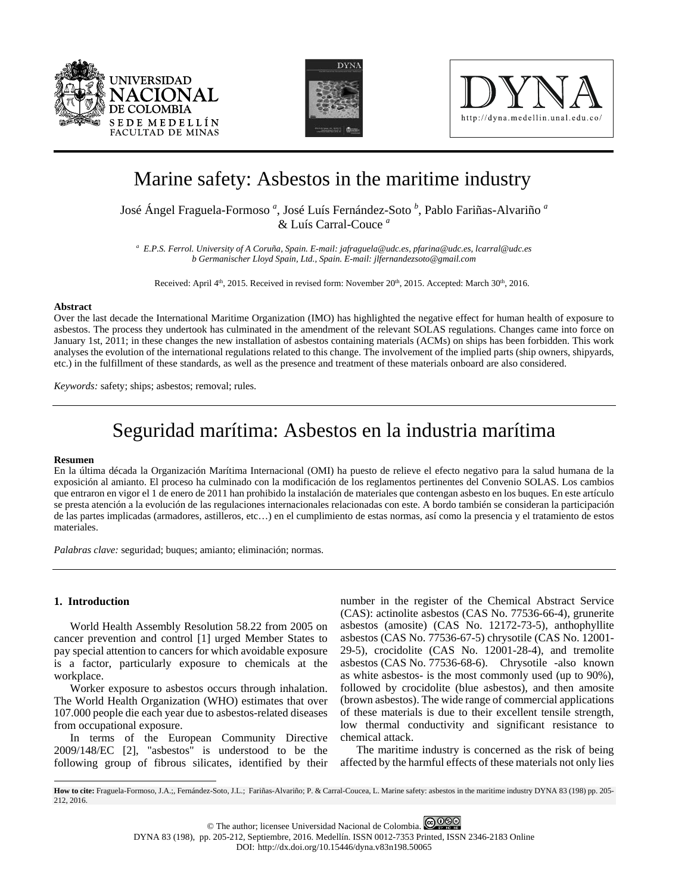# Marine safety: Asbestos in the maritime industry

José Ángel Fraguela-Formoso [a], José Luís Fernández-Soto [b], Pablo Fariñas-Alvariño [a] & Luís Carral-Couce [a]

[a] E.P.S. Ferrol. University of A Coruña, Spain. E-mail: jafraguela@udc.es, pfarina@udc.es, lcarral@udc.es
b Germanischer Lloyd Spain, Ltd., Spain. E-mail: jlfernandezsoto@gmail.com

Received: April 4th, 2015. Received in revised form: November 20th, 2015. Accepted: March 30th, 2016.

**Abstract**

Over the last decade the International Maritime Organization (IMO) has highlighted the negative effect for human health of exposure to asbestos. The process they undertook has culminated in the amendment of the relevant SOLAS regulations. Changes came into force on January 1st, 2011; in these changes the new installation of asbestos containing materials (ACMs) on ships has been forbidden. This work analyses the evolution of the international regulations related to this change. The involvement of the implied parts (ship owners, shipyards, etc.) in the fulfillment of these standards, as well as the presence and treatment of these materials onboard are also considered.

*Keywords:* safety; ships; asbestos; removal; rules.

# Seguridad marítima: Asbestos en la industria marítima

**Resumen**

En la última década la Organización Marítima Internacional (OMI) ha puesto de relieve el efecto negativo para la salud humana de la exposición al amianto. El proceso ha culminado con la modificación de los reglamentos pertinentes del Convenio SOLAS. Los cambios que entraron en vigor el 1 de enero de 2011 han prohibido la instalación de materiales que contengan asbesto en los buques. En este artículo se presta atención a la evolución de las regulaciones internacionales relacionadas con este. A bordo también se consideran la participación de las partes implicadas (armadores, astilleros, etc…) en el cumplimiento de estas normas, así como la presencia y el tratamiento de estos materiales.

*Palabras clave:* seguridad; buques; amianto; eliminación; normas.

## 1. Introduction

World Health Assembly Resolution 58.22 from 2005 on cancer prevention and control [1] urged Member States to pay special attention to cancers for which avoidable exposure is a factor, particularly exposure to chemicals at the workplace.

Worker exposure to asbestos occurs through inhalation. The World Health Organization (WHO) estimates that over 107.000 people die each year due to asbestos-related diseases from occupational exposure.

In terms of the European Community Directive 2009/148/EC [2], "asbestos" is understood to be the following group of fibrous silicates, identified by their number in the register of the Chemical Abstract Service (CAS): actinolite asbestos (CAS No. 77536-66-4), grunerite asbestos (amosite) (CAS No. 12172-73-5), anthophyllite asbestos (CAS No. 77536-67-5) chrysotile (CAS No. 12001-29-5), crocidolite (CAS No. 12001-28-4), and tremolite asbestos (CAS No. 77536-68-6). Chrysotile -also known as white asbestos- is the most commonly used (up to 90%), followed by crocidolite (blue asbestos), and then amosite (brown asbestos). The wide range of commercial applications of these materials is due to their excellent tensile strength, low thermal conductivity and significant resistance to chemical attack.

The maritime industry is concerned as the risk of being affected by the harmful effects of these materials not only lies

**How to cite:** Fraguela-Formoso, J.A.;, Fernández-Soto, J.L.; Fariñas-Alvariño; P. & Carral-Coucea, L. Marine safety: asbestos in the maritime industry DYNA 83 (198) pp. 205-212, 2016.

© The author; licensee Universidad Nacional de Colombia.
DYNA 83 (198), pp. 205-212, Septiembre, 2016. Medellín. ISSN 0012-7353 Printed, ISSN 2346-2183 Online
DOI: http://dx.doi.org/10.15446/dyna.v83n198.50065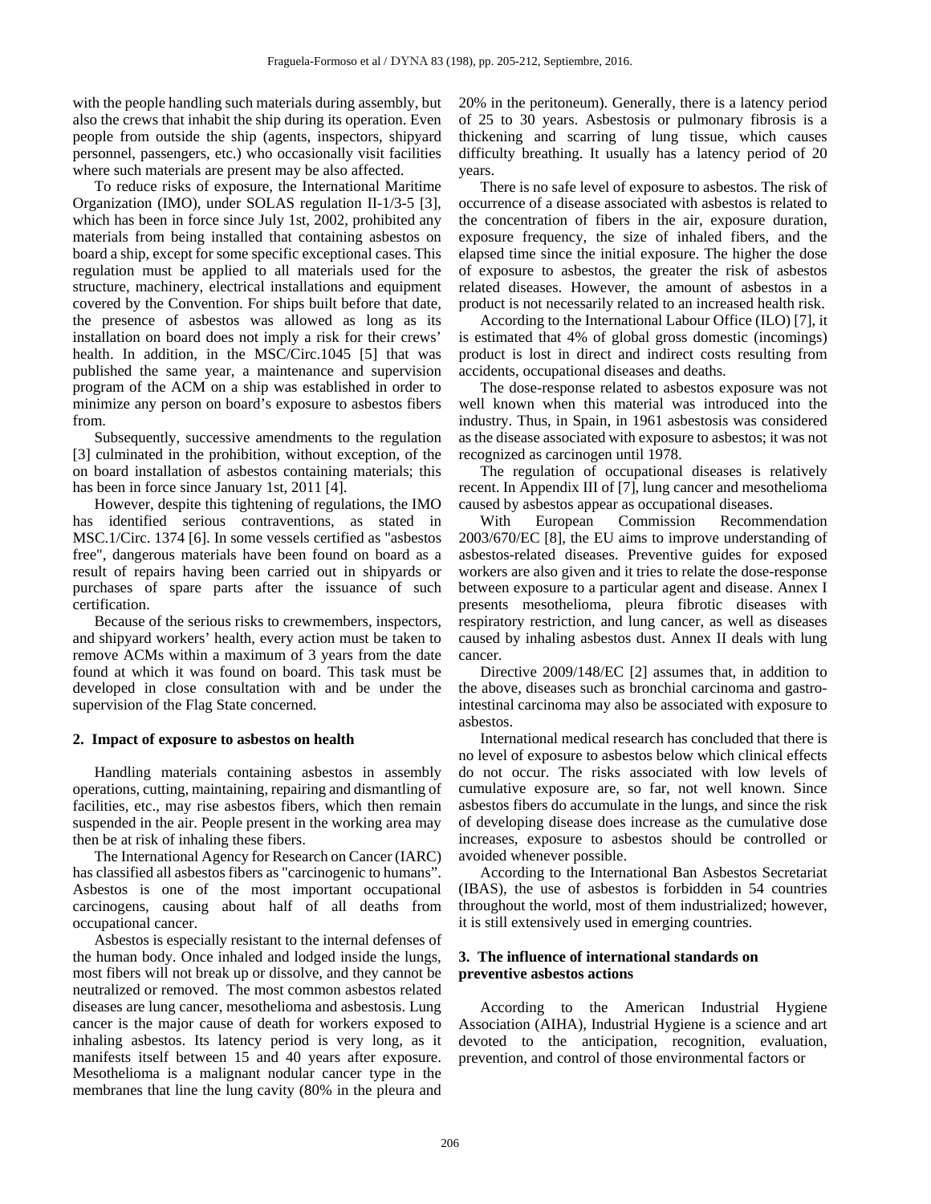with the people handling such materials during assembly, but also the crews that inhabit the ship during its operation. Even people from outside the ship (agents, inspectors, shipyard personnel, passengers, etc.) who occasionally visit facilities where such materials are present may be also affected.

To reduce risks of exposure, the International Maritime Organization (IMO), under SOLAS regulation II-1/3-5 [3], which has been in force since July 1st, 2002, prohibited any materials from being installed that containing asbestos on board a ship, except for some specific exceptional cases. This regulation must be applied to all materials used for the structure, machinery, electrical installations and equipment covered by the Convention. For ships built before that date, the presence of asbestos was allowed as long as its installation on board does not imply a risk for their crews' health. In addition, in the MSC/Circ.1045 [5] that was published the same year, a maintenance and supervision program of the ACM on a ship was established in order to minimize any person on board's exposure to asbestos fibers from.

Subsequently, successive amendments to the regulation [3] culminated in the prohibition, without exception, of the on board installation of asbestos containing materials; this has been in force since January 1st, 2011 [4].

However, despite this tightening of regulations, the IMO has identified serious contraventions, as stated in MSC.1/Circ. 1374 [6]. In some vessels certified as "asbestos free", dangerous materials have been found on board as a result of repairs having been carried out in shipyards or purchases of spare parts after the issuance of such certification.

Because of the serious risks to crewmembers, inspectors, and shipyard workers' health, every action must be taken to remove ACMs within a maximum of 3 years from the date found at which it was found on board. This task must be developed in close consultation with and be under the supervision of the Flag State concerned.

## 2. Impact of exposure to asbestos on health

Handling materials containing asbestos in assembly operations, cutting, maintaining, repairing and dismantling of facilities, etc., may rise asbestos fibers, which then remain suspended in the air. People present in the working area may then be at risk of inhaling these fibers.

The International Agency for Research on Cancer (IARC) has classified all asbestos fibers as "carcinogenic to humans". Asbestos is one of the most important occupational carcinogens, causing about half of all deaths from occupational cancer.

Asbestos is especially resistant to the internal defenses of the human body. Once inhaled and lodged inside the lungs, most fibers will not break up or dissolve, and they cannot be neutralized or removed. The most common asbestos related diseases are lung cancer, mesothelioma and asbestosis. Lung cancer is the major cause of death for workers exposed to inhaling asbestos. Its latency period is very long, as it manifests itself between 15 and 40 years after exposure. Mesothelioma is a malignant nodular cancer type in the membranes that line the lung cavity (80% in the pleura and 20% in the peritoneum). Generally, there is a latency period of 25 to 30 years. Asbestosis or pulmonary fibrosis is a thickening and scarring of lung tissue, which causes difficulty breathing. It usually has a latency period of 20 years.

There is no safe level of exposure to asbestos. The risk of occurrence of a disease associated with asbestos is related to the concentration of fibers in the air, exposure duration, exposure frequency, the size of inhaled fibers, and the elapsed time since the initial exposure. The higher the dose of exposure to asbestos, the greater the risk of asbestos related diseases. However, the amount of asbestos in a product is not necessarily related to an increased health risk.

According to the International Labour Office (ILO) [7], it is estimated that 4% of global gross domestic (incomings) product is lost in direct and indirect costs resulting from accidents, occupational diseases and deaths.

The dose-response related to asbestos exposure was not well known when this material was introduced into the industry. Thus, in Spain, in 1961 asbestosis was considered as the disease associated with exposure to asbestos; it was not recognized as carcinogen until 1978.

The regulation of occupational diseases is relatively recent. In Appendix III of [7], lung cancer and mesothelioma caused by asbestos appear as occupational diseases.

With European Commission Recommendation 2003/670/EC [8], the EU aims to improve understanding of asbestos-related diseases. Preventive guides for exposed workers are also given and it tries to relate the dose-response between exposure to a particular agent and disease. Annex I presents mesothelioma, pleura fibrotic diseases with respiratory restriction, and lung cancer, as well as diseases caused by inhaling asbestos dust. Annex II deals with lung cancer.

Directive 2009/148/EC [2] assumes that, in addition to the above, diseases such as bronchial carcinoma and gastro-intestinal carcinoma may also be associated with exposure to asbestos.

International medical research has concluded that there is no level of exposure to asbestos below which clinical effects do not occur. The risks associated with low levels of cumulative exposure are, so far, not well known. Since asbestos fibers do accumulate in the lungs, and since the risk of developing disease does increase as the cumulative dose increases, exposure to asbestos should be controlled or avoided whenever possible.

According to the International Ban Asbestos Secretariat (IBAS), the use of asbestos is forbidden in 54 countries throughout the world, most of them industrialized; however, it is still extensively used in emerging countries.

## 3. The influence of international standards on preventive asbestos actions

According to the American Industrial Hygiene Association (AIHA), Industrial Hygiene is a science and art devoted to the anticipation, recognition, evaluation, prevention, and control of those environmental factors or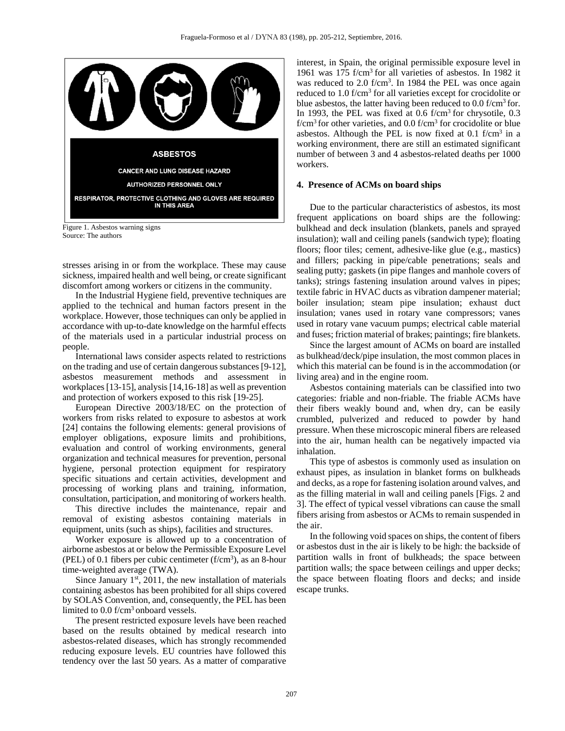Figure 1. Asbestos warning signs
Source: The authors

stresses arising in or from the workplace. These may cause sickness, impaired health and well being, or create significant discomfort among workers or citizens in the community.

In the Industrial Hygiene field, preventive techniques are applied to the technical and human factors present in the workplace. However, those techniques can only be applied in accordance with up-to-date knowledge on the harmful effects of the materials used in a particular industrial process on people.

International laws consider aspects related to restrictions on the trading and use of certain dangerous substances [9-12], asbestos measurement methods and assessment in workplaces [13-15], analysis [14,16-18] as well as prevention and protection of workers exposed to this risk [19-25].

European Directive 2003/18/EC on the protection of workers from risks related to exposure to asbestos at work [24] contains the following elements: general provisions of employer obligations, exposure limits and prohibitions, evaluation and control of working environments, general organization and technical measures for prevention, personal hygiene, personal protection equipment for respiratory specific situations and certain activities, development and processing of working plans and training, information, consultation, participation, and monitoring of workers health.

This directive includes the maintenance, repair and removal of existing asbestos containing materials in equipment, units (such as ships), facilities and structures.

Worker exposure is allowed up to a concentration of airborne asbestos at or below the Permissible Exposure Level (PEL) of 0.1 fibers per cubic centimeter (f/cm$^3$), as an 8-hour time-weighted average (TWA).

Since January 1$^{st}$, 2011, the new installation of materials containing asbestos has been prohibited for all ships covered by SOLAS Convention, and, consequently, the PEL has been limited to 0.0 f/cm$^3$ onboard vessels.

The present restricted exposure levels have been reached based on the results obtained by medical research into asbestos-related diseases, which has strongly recommended reducing exposure levels. EU countries have followed this tendency over the last 50 years. As a matter of comparative interest, in Spain, the original permissible exposure level in 1961 was 175 f/cm$^3$ for all varieties of asbestos. In 1982 it was reduced to 2.0 f/cm$^3$. In 1984 the PEL was once again reduced to 1.0 f/cm$^3$ for all varieties except for crocidolite or blue asbestos, the latter having been reduced to 0.0 f/cm$^3$ for. In 1993, the PEL was fixed at 0.6 f/cm$^3$ for chrysotile, 0.3 f/cm$^3$ for other varieties, and 0.0 f/cm$^3$ for crocidolite or blue asbestos. Although the PEL is now fixed at 0.1 f/cm$^3$ in a working environment, there are still an estimated significant number of between 3 and 4 asbestos-related deaths per 1000 workers.

## 4. Presence of ACMs on board ships

Due to the particular characteristics of asbestos, its most frequent applications on board ships are the following: bulkhead and deck insulation (blankets, panels and sprayed insulation); wall and ceiling panels (sandwich type); floating floors; floor tiles; cement, adhesive-like glue (e.g., mastics) and fillers; packing in pipe/cable penetrations; seals and sealing putty; gaskets (in pipe flanges and manhole covers of tanks); strings fastening insulation around valves in pipes; textile fabric in HVAC ducts as vibration dampener material; boiler insulation; steam pipe insulation; exhaust duct insulation; vanes used in rotary vane compressors; vanes used in rotary vane vacuum pumps; electrical cable material and fuses; friction material of brakes; paintings; fire blankets.

Since the largest amount of ACMs on board are installed as bulkhead/deck/pipe insulation, the most common places in which this material can be found is in the accommodation (or living area) and in the engine room.

Asbestos containing materials can be classified into two categories: friable and non-friable. The friable ACMs have their fibers weakly bound and, when dry, can be easily crumbled, pulverized and reduced to powder by hand pressure. When these microscopic mineral fibers are released into the air, human health can be negatively impacted via inhalation.

This type of asbestos is commonly used as insulation on exhaust pipes, as insulation in blanket forms on bulkheads and decks, as a rope for fastening isolation around valves, and as the filling material in wall and ceiling panels [Figs. 2 and 3]. The effect of typical vessel vibrations can cause the small fibers arising from asbestos or ACMs to remain suspended in the air.

In the following void spaces on ships, the content of fibers or asbestos dust in the air is likely to be high: the backside of partition walls in front of bulkheads; the space between partition walls; the space between ceilings and upper decks; the space between floating floors and decks; and inside escape trunks.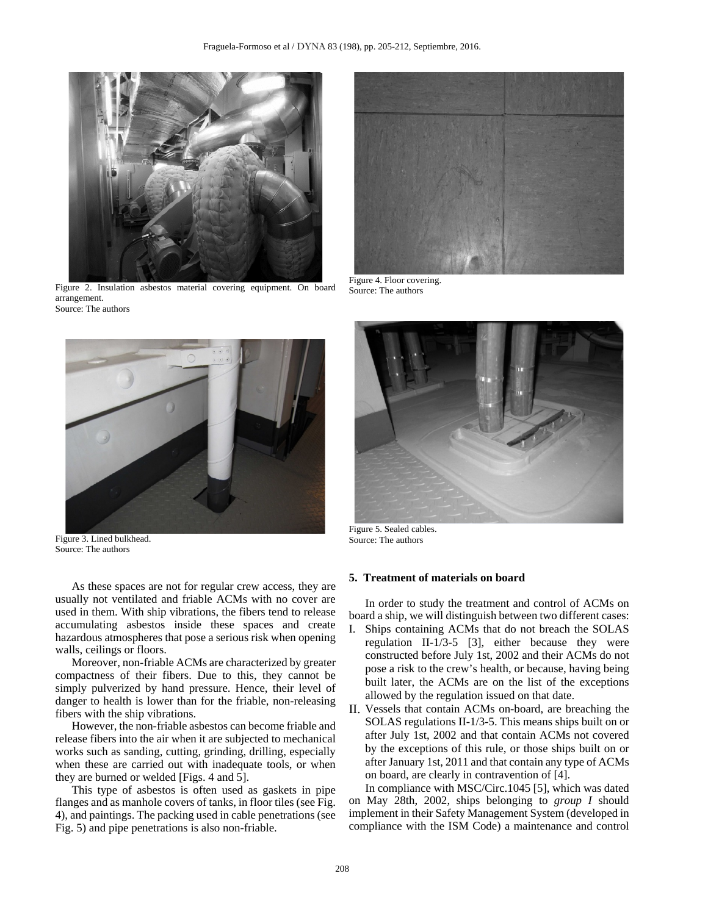Figure 2. Insulation asbestos material covering equipment. On board arrangement.
Source: The authors

Figure 4. Floor covering.
Source: The authors

Figure 3. Lined bulkhead.
Source: The authors

Figure 5. Sealed cables.
Source: The authors

As these spaces are not for regular crew access, they are usually not ventilated and friable ACMs with no cover are used in them. With ship vibrations, the fibers tend to release accumulating asbestos inside these spaces and create hazardous atmospheres that pose a serious risk when opening walls, ceilings or floors.

Moreover, non-friable ACMs are characterized by greater compactness of their fibers. Due to this, they cannot be simply pulverized by hand pressure. Hence, their level of danger to health is lower than for the friable, non-releasing fibers with the ship vibrations.

However, the non-friable asbestos can become friable and release fibers into the air when it are subjected to mechanical works such as sanding, cutting, grinding, drilling, especially when these are carried out with inadequate tools, or when they are burned or welded [Figs. 4 and 5].

This type of asbestos is often used as gaskets in pipe flanges and as manhole covers of tanks, in floor tiles (see Fig. 4), and paintings. The packing used in cable penetrations (see Fig. 5) and pipe penetrations is also non-friable.

## 5. Treatment of materials on board

In order to study the treatment and control of ACMs on board a ship, we will distinguish between two different cases:

I. Ships containing ACMs that do not breach the SOLAS regulation II-1/3-5 [3], either because they were constructed before July 1st, 2002 and their ACMs do not pose a risk to the crew's health, or because, having being built later, the ACMs are on the list of the exceptions allowed by the regulation issued on that date.

II. Vessels that contain ACMs on-board, are breaching the SOLAS regulations II-1/3-5. This means ships built on or after July 1st, 2002 and that contain ACMs not covered by the exceptions of this rule, or those ships built on or after January 1st, 2011 and that contain any type of ACMs on board, are clearly in contravention of [4].

In compliance with MSC/Circ.1045 [5], which was dated on May 28th, 2002, ships belonging to *group I* should implement in their Safety Management System (developed in compliance with the ISM Code) a maintenance and control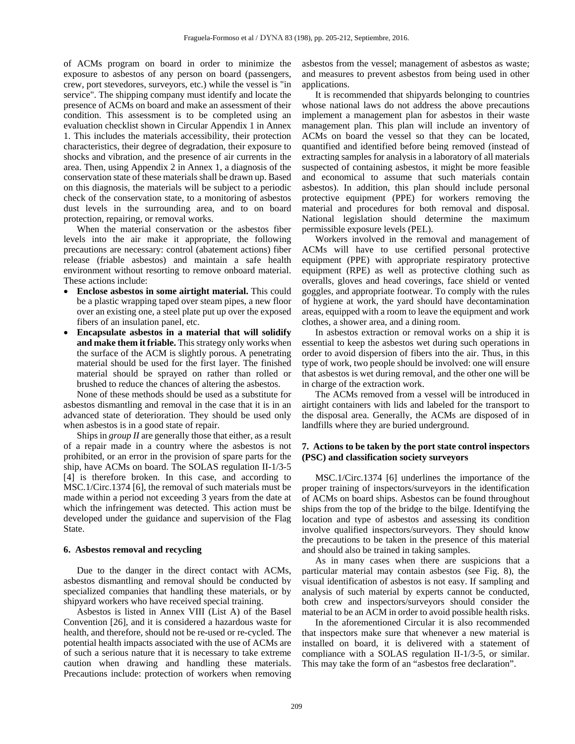of ACMs program on board in order to minimize the exposure to asbestos of any person on board (passengers, crew, port stevedores, surveyors, etc.) while the vessel is "in service". The shipping company must identify and locate the presence of ACMs on board and make an assessment of their condition. This assessment is to be completed using an evaluation checklist shown in Circular Appendix 1 in Annex 1. This includes the materials accessibility, their protection characteristics, their degree of degradation, their exposure to shocks and vibration, and the presence of air currents in the area. Then, using Appendix 2 in Annex 1, a diagnosis of the conservation state of these materials shall be drawn up. Based on this diagnosis, the materials will be subject to a periodic check of the conservation state, to a monitoring of asbestos dust levels in the surrounding area, and to on board protection, repairing, or removal works.

When the material conservation or the asbestos fiber levels into the air make it appropriate, the following precautions are necessary: control (abatement actions) fiber release (friable asbestos) and maintain a safe health environment without resorting to remove onboard material. These actions include:

- **Enclose asbestos in some airtight material.** This could be a plastic wrapping taped over steam pipes, a new floor over an existing one, a steel plate put up over the exposed fibers of an insulation panel, etc.
- **Encapsulate asbestos in a material that will solidify and make them it friable.** This strategy only works when the surface of the ACM is slightly porous. A penetrating material should be used for the first layer. The finished material should be sprayed on rather than rolled or brushed to reduce the chances of altering the asbestos.

None of these methods should be used as a substitute for asbestos dismantling and removal in the case that it is in an advanced state of deterioration. They should be used only when asbestos is in a good state of repair.

Ships in *group II* are generally those that either, as a result of a repair made in a country where the asbestos is not prohibited, or an error in the provision of spare parts for the ship, have ACMs on board. The SOLAS regulation II-1/3-5 [4] is therefore broken. In this case, and according to MSC.1/Circ.1374 [6], the removal of such materials must be made within a period not exceeding 3 years from the date at which the infringement was detected. This action must be developed under the guidance and supervision of the Flag State.

## 6. Asbestos removal and recycling

Due to the danger in the direct contact with ACMs, asbestos dismantling and removal should be conducted by specialized companies that handling these materials, or by shipyard workers who have received special training.

Asbestos is listed in Annex VIII (List A) of the Basel Convention [26], and it is considered a hazardous waste for health, and therefore, should not be re-used or re-cycled. The potential health impacts associated with the use of ACMs are of such a serious nature that it is necessary to take extreme caution when drawing and handling these materials. Precautions include: protection of workers when removing asbestos from the vessel; management of asbestos as waste; and measures to prevent asbestos from being used in other applications.

It is recommended that shipyards belonging to countries whose national laws do not address the above precautions implement a management plan for asbestos in their waste management plan. This plan will include an inventory of ACMs on board the vessel so that they can be located, quantified and identified before being removed (instead of extracting samples for analysis in a laboratory of all materials suspected of containing asbestos, it might be more feasible and economical to assume that such materials contain asbestos). In addition, this plan should include personal protective equipment (PPE) for workers removing the material and procedures for both removal and disposal. National legislation should determine the maximum permissible exposure levels (PEL).

Workers involved in the removal and management of ACMs will have to use certified personal protective equipment (PPE) with appropriate respiratory protective equipment (RPE) as well as protective clothing such as overalls, gloves and head coverings, face shield or vented goggles, and appropriate footwear. To comply with the rules of hygiene at work, the yard should have decontamination areas, equipped with a room to leave the equipment and work clothes, a shower area, and a dining room.

In asbestos extraction or removal works on a ship it is essential to keep the asbestos wet during such operations in order to avoid dispersion of fibers into the air. Thus, in this type of work, two people should be involved: one will ensure that asbestos is wet during removal, and the other one will be in charge of the extraction work.

The ACMs removed from a vessel will be introduced in airtight containers with lids and labeled for the transport to the disposal area. Generally, the ACMs are disposed of in landfills where they are buried underground.

## 7. Actions to be taken by the port state control inspectors (PSC) and classification society surveyors

MSC.1/Circ.1374 [6] underlines the importance of the proper training of inspectors/surveyors in the identification of ACMs on board ships. Asbestos can be found throughout ships from the top of the bridge to the bilge. Identifying the location and type of asbestos and assessing its condition involve qualified inspectors/surveyors. They should know the precautions to be taken in the presence of this material and should also be trained in taking samples.

As in many cases when there are suspicions that a particular material may contain asbestos (see Fig. 8), the visual identification of asbestos is not easy. If sampling and analysis of such material by experts cannot be conducted, both crew and inspectors/surveyors should consider the material to be an ACM in order to avoid possible health risks.

In the aforementioned Circular it is also recommended that inspectors make sure that whenever a new material is installed on board, it is delivered with a statement of compliance with a SOLAS regulation II-1/3-5, or similar. This may take the form of an "asbestos free declaration".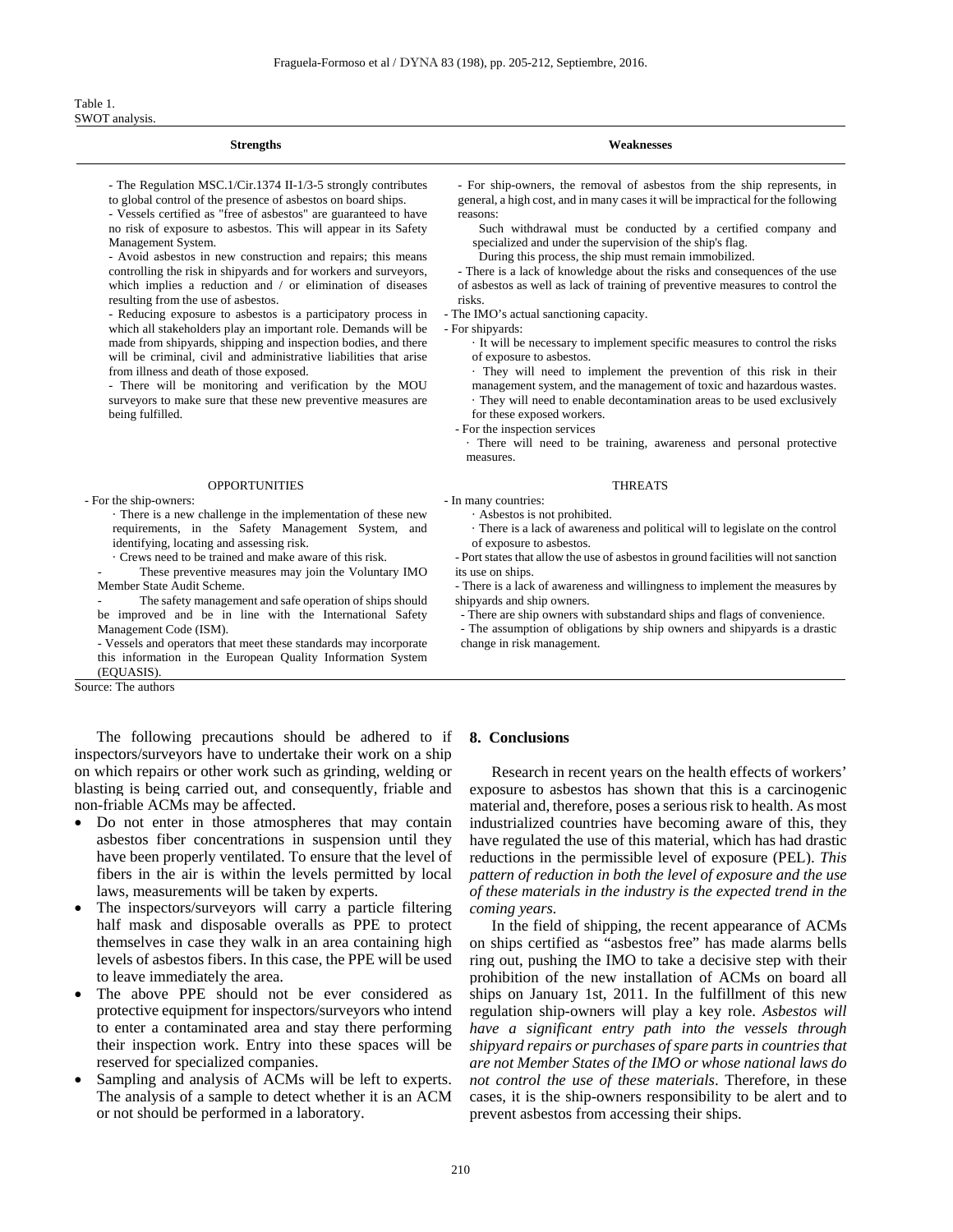Table 1.
SWOT analysis.

| Strengths | Weaknesses |
|---|---|
| - The Regulation MSC.1/Cir.1374 II-1/3-5 strongly contributes to global control of the presence of asbestos on board ships.<br>- Vessels certified as "free of asbestos" are guaranteed to have no risk of exposure to asbestos. This will appear in its Safety Management System.<br>- Avoid asbestos in new construction and repairs; this means controlling the risk in shipyards and for workers and surveyors, which implies a reduction and / or elimination of diseases resulting from the use of asbestos.<br>- Reducing exposure to asbestos is a participatory process in which all stakeholders play an important role. Demands will be made from shipyards, shipping and inspection bodies, and there will be criminal, civil and administrative liabilities that arise from illness and death of those exposed.<br>- There will be monitoring and verification by the MOU surveyors to make sure that these new preventive measures are being fulfilled. | - For ship-owners, the removal of asbestos from the ship represents, in general, a high cost, and in many cases it will be impractical for the following reasons:<br>Such withdrawal must be conducted by a certified company and specialized and under the supervision of the ship's flag.<br>During this process, the ship must remain immobilized.<br>- There is a lack of knowledge about the risks and consequences of the use of asbestos as well as lack of training of preventive measures to control the risks.<br>- The IMO's actual sanctioning capacity.<br>- For shipyards:<br>· It will be necessary to implement specific measures to control the risks of exposure to asbestos.<br>· They will need to implement the prevention of this risk in their management system, and the management of toxic and hazardous wastes.<br>· They will need to enable decontamination areas to be used exclusively for these exposed workers.<br>- For the inspection services<br>· There will need to be training, awareness and personal protective measures. |
| **OPPORTUNITIES** | **THREATS** |
| - For the ship-owners:<br>· There is a new challenge in the implementation of these new requirements, in the Safety Management System, and identifying, locating and assessing risk.<br>· Crews need to be trained and make aware of this risk.<br>- These preventive measures may join the Voluntary IMO Member State Audit Scheme.<br>- The safety management and safe operation of ships should be improved and be in line with the International Safety Management Code (ISM).<br>- Vessels and operators that meet these standards may incorporate this information in the European Quality Information System (EQUASIS). | - In many countries:<br>· Asbestos is not prohibited.<br>· There is a lack of awareness and political will to legislate on the control of exposure to asbestos.<br>- Port states that allow the use of asbestos in ground facilities will not sanction its use on ships.<br>- There is a lack of awareness and willingness to implement the measures by shipyards and ship owners.<br>- There are ship owners with substandard ships and flags of convenience.<br>- The assumption of obligations by ship owners and shipyards is a drastic change in risk management. |

Source: The authors

The following precautions should be adhered to if inspectors/surveyors have to undertake their work on a ship on which repairs or other work such as grinding, welding or blasting is being carried out, and consequently, friable and non-friable ACMs may be affected.

- Do not enter in those atmospheres that may contain asbestos fiber concentrations in suspension until they have been properly ventilated. To ensure that the level of fibers in the air is within the levels permitted by local laws, measurements will be taken by experts.
- The inspectors/surveyors will carry a particle filtering half mask and disposable overalls as PPE to protect themselves in case they walk in an area containing high levels of asbestos fibers. In this case, the PPE will be used to leave immediately the area.
- The above PPE should not be ever considered as protective equipment for inspectors/surveyors who intend to enter a contaminated area and stay there performing their inspection work. Entry into these spaces will be reserved for specialized companies.
- Sampling and analysis of ACMs will be left to experts. The analysis of a sample to detect whether it is an ACM or not should be performed in a laboratory.

## 8. Conclusions

Research in recent years on the health effects of workers' exposure to asbestos has shown that this is a carcinogenic material and, therefore, poses a serious risk to health. As most industrialized countries have becoming aware of this, they have regulated the use of this material, which has had drastic reductions in the permissible level of exposure (PEL). *This pattern of reduction in both the level of exposure and the use of these materials in the industry is the expected trend in the coming years.*

In the field of shipping, the recent appearance of ACMs on ships certified as "asbestos free" has made alarms bells ring out, pushing the IMO to take a decisive step with their prohibition of the new installation of ACMs on board all ships on January 1st, 2011. In the fulfillment of this new regulation ship-owners will play a key role. *Asbestos will have a significant entry path into the vessels through shipyard repairs or purchases of spare parts in countries that are not Member States of the IMO or whose national laws do not control the use of these materials*. Therefore, in these cases, it is the ship-owners responsibility to be alert and to prevent asbestos from accessing their ships.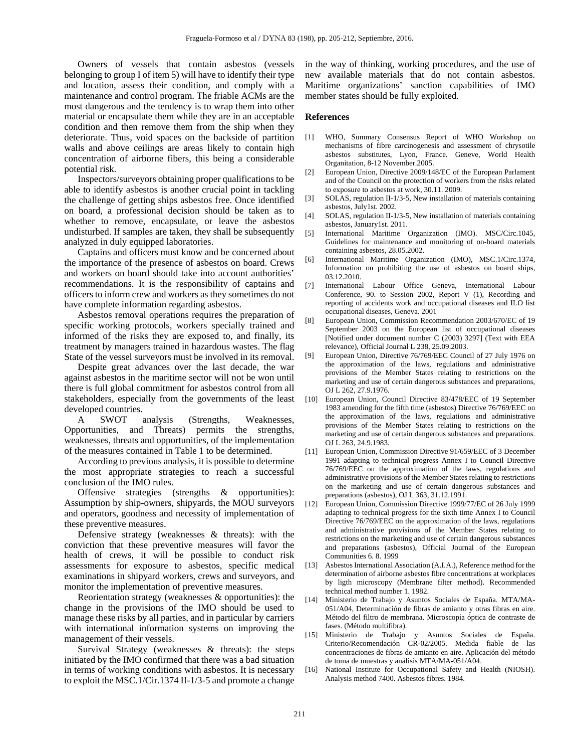Owners of vessels that contain asbestos (vessels belonging to group I of item 5) will have to identify their type and location, assess their condition, and comply with a maintenance and control program. The friable ACMs are the most dangerous and the tendency is to wrap them into other material or encapsulate them while they are in an acceptable condition and then remove them from the ship when they deteriorate. Thus, void spaces on the backside of partition walls and above ceilings are areas likely to contain high concentration of airborne fibers, this being a considerable potential risk.

Inspectors/surveyors obtaining proper qualifications to be able to identify asbestos is another crucial point in tackling the challenge of getting ships asbestos free. Once identified on board, a professional decision should be taken as to whether to remove, encapsulate, or leave the asbestos undisturbed. If samples are taken, they shall be subsequently analyzed in duly equipped laboratories.

Captains and officers must know and be concerned about the importance of the presence of asbestos on board. Crews and workers on board should take into account authorities' recommendations. It is the responsibility of captains and officers to inform crew and workers as they sometimes do not have complete information regarding asbestos.

Asbestos removal operations requires the preparation of specific working protocols, workers specially trained and informed of the risks they are exposed to, and finally, its treatment by managers trained in hazardous wastes. The flag State of the vessel surveyors must be involved in its removal.

Despite great advances over the last decade, the war against asbestos in the maritime sector will not be won until there is full global commitment for asbestos control from all stakeholders, especially from the governments of the least developed countries.

A SWOT analysis (Strengths, Weaknesses, Opportunities, and Threats) permits the strengths, weaknesses, threats and opportunities, of the implementation of the measures contained in Table 1 to be determined.

According to previous analysis, it is possible to determine the most appropriate strategies to reach a successful conclusion of the IMO rules.

Offensive strategies (strengths & opportunities): Assumption by ship-owners, shipyards, the MOU surveyors and operators, goodness and necessity of implementation of these preventive measures.

Defensive strategy (weaknesses & threats): with the conviction that these preventive measures will favor the health of crews, it will be possible to conduct risk assessments for exposure to asbestos, specific medical examinations in shipyard workers, crews and surveyors, and monitor the implementation of preventive measures.

Reorientation strategy (weaknesses & opportunities): the change in the provisions of the IMO should be used to manage these risks by all parties, and in particular by carriers with international information systems on improving the management of their vessels.

Survival Strategy (weaknesses & threats): the steps initiated by the IMO confirmed that there was a bad situation in terms of working conditions with asbestos. It is necessary to exploit the MSC.1/Cir.1374 II-1/3-5 and promote a change in the way of thinking, working procedures, and the use of new available materials that do not contain asbestos. Maritime organizations' sanction capabilities of IMO member states should be fully exploited.

## References

[1] WHO, Summary Consensus Report of WHO Workshop on mechanisms of fibre carcinogenesis and assessment of chrysotile asbestos substitutes, Lyon, France. Geneve, World Health Organitation, 8-12 November.2005.

[2] European Union, Directive 2009/148/EC of the European Parlament and of the Council on the protection of workers from the risks related to exposure to asbestos at work, 30.11. 2009.

[3] SOLAS, regulation II-1/3-5, New installation of materials containing asbestos, July1st. 2002.

[4] SOLAS, regulation II-1/3-5, New installation of materials containing asbestos, January1st. 2011.

[5] International Maritime Organization (IMO). MSC/Circ.1045, Guidelines for maintenance and monitoring of on-board materials containing asbestos, 28.05.2002.

[6] International Maritime Organization (IMO), MSC.1/Circ.1374, Information on prohibiting the use of asbestos on board ships, 03.12.2010.

[7] International Labour Office Geneva, International Labour Conference, 90. to Session 2002, Report V (1), Recording and reporting of accidents work and occupational diseases and ILO list occupational diseases, Geneva. 2001

[8] European Union, Commission Recommendation 2003/670/EC of 19 September 2003 on the European list of occupational diseases [Notified under document number C (2003) 3297] (Text with EEA relevance), Official Journal L 238, 25.09.2003.

[9] European Union, Directive 76/769/EEC Council of 27 July 1976 on the approximation of the laws, regulations and administrative provisions of the Member States relating to restrictions on the marketing and use of certain dangerous substances and preparations, OJ L 262, 27.9.1976.

[10] European Union, Council Directive 83/478/EEC of 19 September 1983 amending for the fifth time (asbestos) Directive 76/769/EEC on the approximation of the laws, regulations and administrative provisions of the Member States relating to restrictions on the marketing and use of certain dangerous substances and preparations. OJ L 263, 24.9.1983.

[11] European Union, Commission Directive 91/659/EEC of 3 December 1991 adapting to technical progress Annex I to Council Directive 76/769/EEC on the approximation of the laws, regulations and administrative provisions of the Member States relating to restrictions on the marketing and use of certain dangerous substances and preparations (asbestos), OJ L 363, 31.12.1991.

[12] European Union, Commission Directive 1999/77/EC of 26 July 1999 adapting to technical progress for the sixth time Annex I to Council Directive 76/769/EEC on the approximation of the laws, regulations and administrative provisions of the Member States relating to restrictions on the marketing and use of certain dangerous substances and preparations (asbestos), Official Journal of the European Communities 6. 8. 1999

[13] Asbestos International Association (A.I.A.), Reference method for the determination of airborne asbestos fibre concentrations at workplaces by ligth microscopy (Membrane filter method). Recommended technical method number 1. 1982.

[14] Ministerio de Trabajo y Asuntos Sociales de España. MTA/MA-051/A04, Determinación de fibras de amianto y otras fibras en aire. Método del filtro de membrana. Microscopía óptica de contraste de fases. (Método multifibra).

[15] Ministerio de Trabajo y Asuntos Sociales de España. Criterio/Recomendación CR-02/2005. Medida fiable de las concentraciones de fibras de amianto en aire. Aplicación del método de toma de muestras y análisis MTA/MA-051/A04.

[16] National Institute for Occupational Safety and Health (NIOSH). Analysis method 7400. Asbestos fibres. 1984.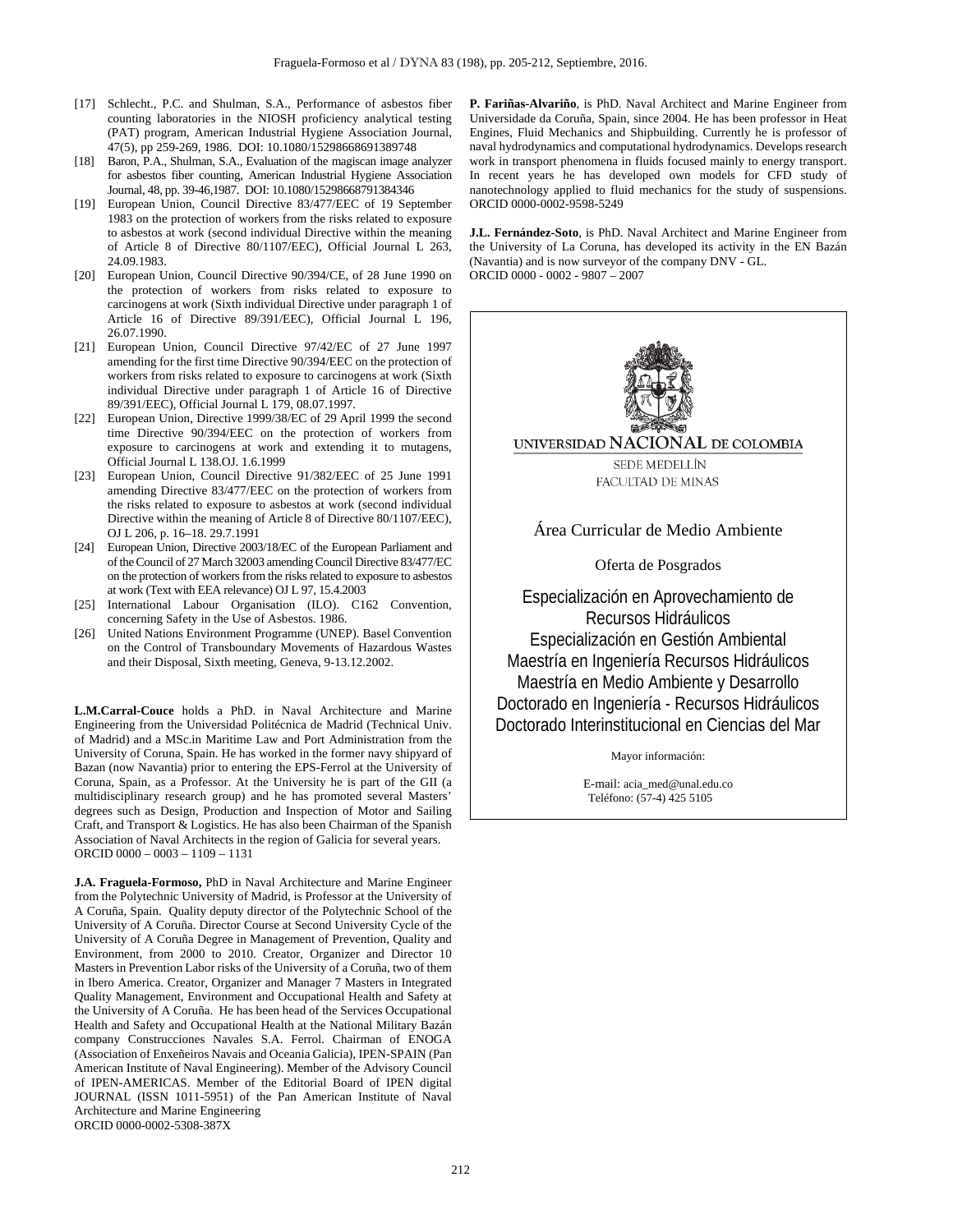[17] Schlecht., P.C. and Shulman, S.A., Performance of asbestos fiber counting laboratories in the NIOSH proficiency analytical testing (PAT) program, American Industrial Hygiene Association Journal, 47(5), pp 259-269, 1986. DOI: 10.1080/15298668691389748

[18] Baron, P.A., Shulman, S.A., Evaluation of the magiscan image analyzer for asbestos fiber counting, American Industrial Hygiene Association Journal, 48, pp. 39-46,1987. DOI: 10.1080/15298668791384346

[19] European Union, Council Directive 83/477/EEC of 19 September 1983 on the protection of workers from the risks related to exposure to asbestos at work (second individual Directive within the meaning of Article 8 of Directive 80/1107/EEC), Official Journal L 263, 24.09.1983.

[20] European Union, Council Directive 90/394/CE, of 28 June 1990 on the protection of workers from risks related to exposure to carcinogens at work (Sixth individual Directive under paragraph 1 of Article 16 of Directive 89/391/EEC), Official Journal L 196, 26.07.1990.

[21] European Union, Council Directive 97/42/EC of 27 June 1997 amending for the first time Directive 90/394/EEC on the protection of workers from risks related to exposure to carcinogens at work (Sixth individual Directive under paragraph 1 of Article 16 of Directive 89/391/EEC), Official Journal L 179, 08.07.1997.

[22] European Union, Directive 1999/38/EC of 29 April 1999 the second time Directive 90/394/EEC on the protection of workers from exposure to carcinogens at work and extending it to mutagens, Official Journal L 138.OJ. 1.6.1999

[23] European Union, Council Directive 91/382/EEC of 25 June 1991 amending Directive 83/477/EEC on the protection of workers from the risks related to exposure to asbestos at work (second individual Directive within the meaning of Article 8 of Directive 80/1107/EEC), OJ L 206, p. 16–18. 29.7.1991

[24] European Union, Directive 2003/18/EC of the European Parliament and of the Council of 27 March 32003 amending Council Directive 83/477/EC on the protection of workers from the risks related to exposure to asbestos at work (Text with EEA relevance) OJ L 97, 15.4.2003

[25] International Labour Organisation (ILO). C162 Convention, concerning Safety in the Use of Asbestos. 1986.

[26] United Nations Environment Programme (UNEP). Basel Convention on the Control of Transboundary Movements of Hazardous Wastes and their Disposal, Sixth meeting, Geneva, 9-13.12.2002.

**L.M.Carral-Couce** holds a PhD. in Naval Architecture and Marine Engineering from the Universidad Politécnica de Madrid (Technical Univ. of Madrid) and a MSc.in Maritime Law and Port Administration from the University of Coruna, Spain. He has worked in the former navy shipyard of Bazan (now Navantia) prior to entering the EPS-Ferrol at the University of Coruna, Spain, as a Professor. At the University he is part of the GII (a multidisciplinary research group) and he has promoted several Masters' degrees such as Design, Production and Inspection of Motor and Sailing Craft, and Transport & Logistics. He has also been Chairman of the Spanish Association of Naval Architects in the region of Galicia for several years.
ORCID 0000 – 0003 – 1109 – 1131

**J.A. Fraguela-Formoso,** PhD in Naval Architecture and Marine Engineer from the Polytechnic University of Madrid, is Professor at the University of A Coruña, Spain. Quality deputy director of the Polytechnic School of the University of A Coruña. Director Course at Second University Cycle of the University of A Coruña Degree in Management of Prevention, Quality and Environment, from 2000 to 2010. Creator, Organizer and Director 10 Masters in Prevention Labor risks of the University of a Coruña, two of them in Ibero America. Creator, Organizer and Manager 7 Masters in Integrated Quality Management, Environment and Occupational Health and Safety at the University of A Coruña. He has been head of the Services Occupational Health and Safety and Occupational Health at the National Military Bazán company Construcciones Navales S.A. Ferrol. Chairman of ENOGA (Association of Enxeñeiros Navais and Oceania Galicia), IPEN-SPAIN (Pan American Institute of Naval Engineering). Member of the Advisory Council of IPEN-AMERICAS. Member of the Editorial Board of IPEN digital JOURNAL (ISSN 1011-5951) of the Pan American Institute of Naval Architecture and Marine Engineering
ORCID 0000-0002-5308-387X

**P. Fariñas-Alvariño**, is PhD. Naval Architect and Marine Engineer from Universidade da Coruña, Spain, since 2004. He has been professor in Heat Engines, Fluid Mechanics and Shipbuilding. Currently he is professor of naval hydrodynamics and computational hydrodynamics. Develops research work in transport phenomena in fluids focused mainly to energy transport. In recent years he has developed own models for CFD study of nanotechnology applied to fluid mechanics for the study of suspensions.
ORCID 0000-0002-9598-5249

**J.L. Fernández-Soto**, is PhD. Naval Architect and Marine Engineer from the University of La Coruna, has developed its activity in the EN Bazán (Navantia) and is now surveyor of the company DNV - GL.
ORCID 0000 - 0002 - 9807 – 2007

UNIVERSIDAD NACIONAL DE COLOMBIA

SEDE MEDELLÍN

FACULTAD DE MINAS

Área Curricular de Medio Ambiente

Oferta de Posgrados

Especialización en Aprovechamiento de Recursos Hidráulicos

Especialización en Gestión Ambiental

Maestría en Ingeniería Recursos Hidráulicos

Maestría en Medio Ambiente y Desarrollo

Doctorado en Ingeniería - Recursos Hidráulicos

Doctorado Interinstitucional en Ciencias del Mar

Mayor información:

E-mail: acia_med@unal.edu.co

Teléfono: (57-4) 425 5105